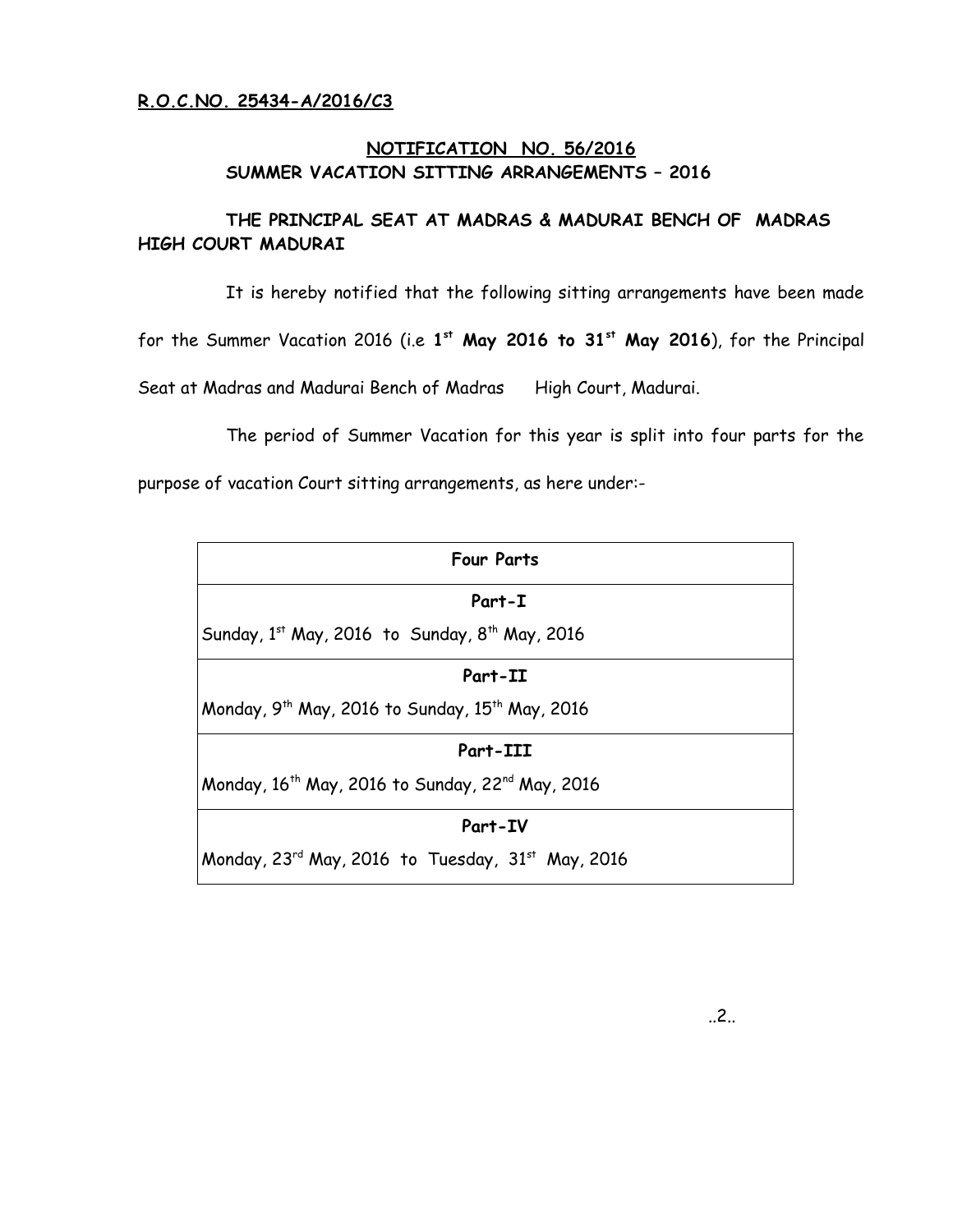**R.O.C.NO. 25434-A/2016/C3**

## NOTIFICATION NO. 56/2016

### SUMMER VACATION SITTING ARRANGEMENTS – 2016

### THE PRINCIPAL SEAT AT MADRAS & MADURAI BENCH OF MADRAS HIGH COURT MADURAI

It is hereby notified that the following sitting arrangements have been made for the Summer Vacation 2016 (i.e **1st May 2016 to 31st May 2016**), for the Principal Seat at Madras and Madurai Bench of Madras High Court, Madurai.

The period of Summer Vacation for this year is split into four parts for the purpose of vacation Court sitting arrangements, as here under:-

| Four Parts |
|---|
| **Part-I**<br>Sunday, 1st May, 2016 to Sunday, 8th May, 2016 |
| **Part-II**<br>Monday, 9th May, 2016 to Sunday, 15th May, 2016 |
| **Part-III**<br>Monday, 16th May, 2016 to Sunday, 22nd May, 2016 |
| **Part-IV**<br>Monday, 23rd May, 2016 to Tuesday, 31st May, 2016 |

..2..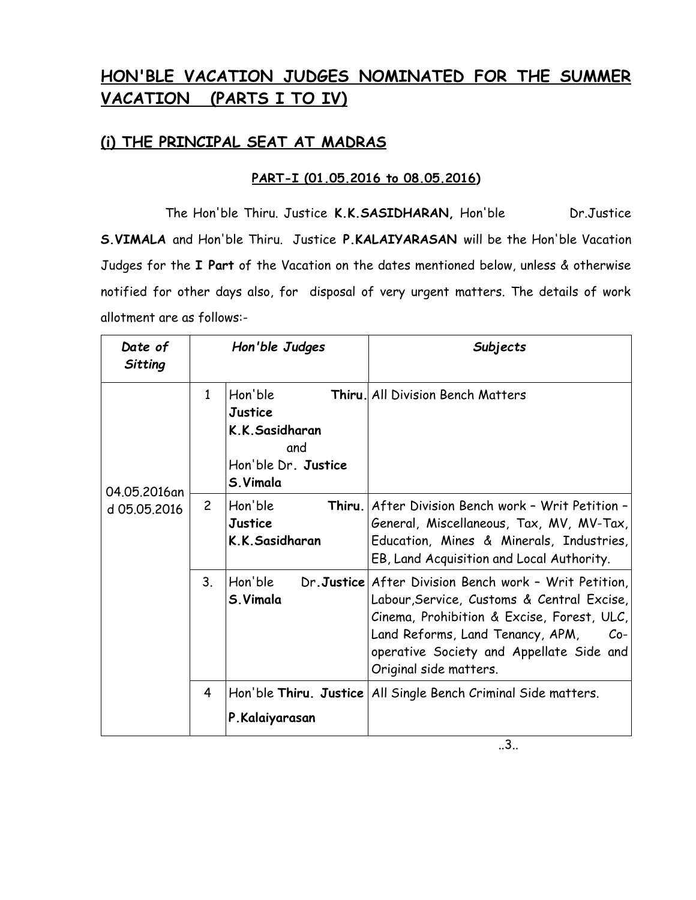## HON'BLE VACATION JUDGES NOMINATED FOR THE SUMMER VACATION (PARTS I TO IV)

### (i) THE PRINCIPAL SEAT AT MADRAS

#### PART-I (01.05.2016 to 08.05.2016)

The Hon'ble Thiru. Justice **K.K.SASIDHARAN,** Hon'ble Dr.Justice **S.VIMALA** and Hon'ble Thiru. Justice **P.KALAIYARASAN** will be the Hon'ble Vacation Judges for the **I Part** of the Vacation on the dates mentioned below, unless & otherwise notified for other days also, for disposal of very urgent matters. The details of work allotment are as follows:-

| *Date of Sitting* | | *Hon'ble Judges* | *Subjects* |
|---|---|---|---|
| 04.05.2016and 05.05.2016 | 1 | Hon'ble **Thiru. Justice K.K.Sasidharan** and Hon'ble Dr. **Justice S.Vimala** | All Division Bench Matters |
| | 2 | Hon'ble **Thiru. Justice K.K.Sasidharan** | After Division Bench work – Writ Petition – General, Miscellaneous, Tax, MV, MV-Tax, Education, Mines & Minerals, Industries, EB, Land Acquisition and Local Authority. |
| | 3. | Hon'ble Dr.**Justice S.Vimala** | After Division Bench work – Writ Petition, Labour,Service, Customs & Central Excise, Cinema, Prohibition & Excise, Forest, ULC, Land Reforms, Land Tenancy, APM, Co-operative Society and Appellate Side and Original side matters. |
| | 4 | Hon'ble **Thiru. Justice P.Kalaiyarasan** | All Single Bench Criminal Side matters. |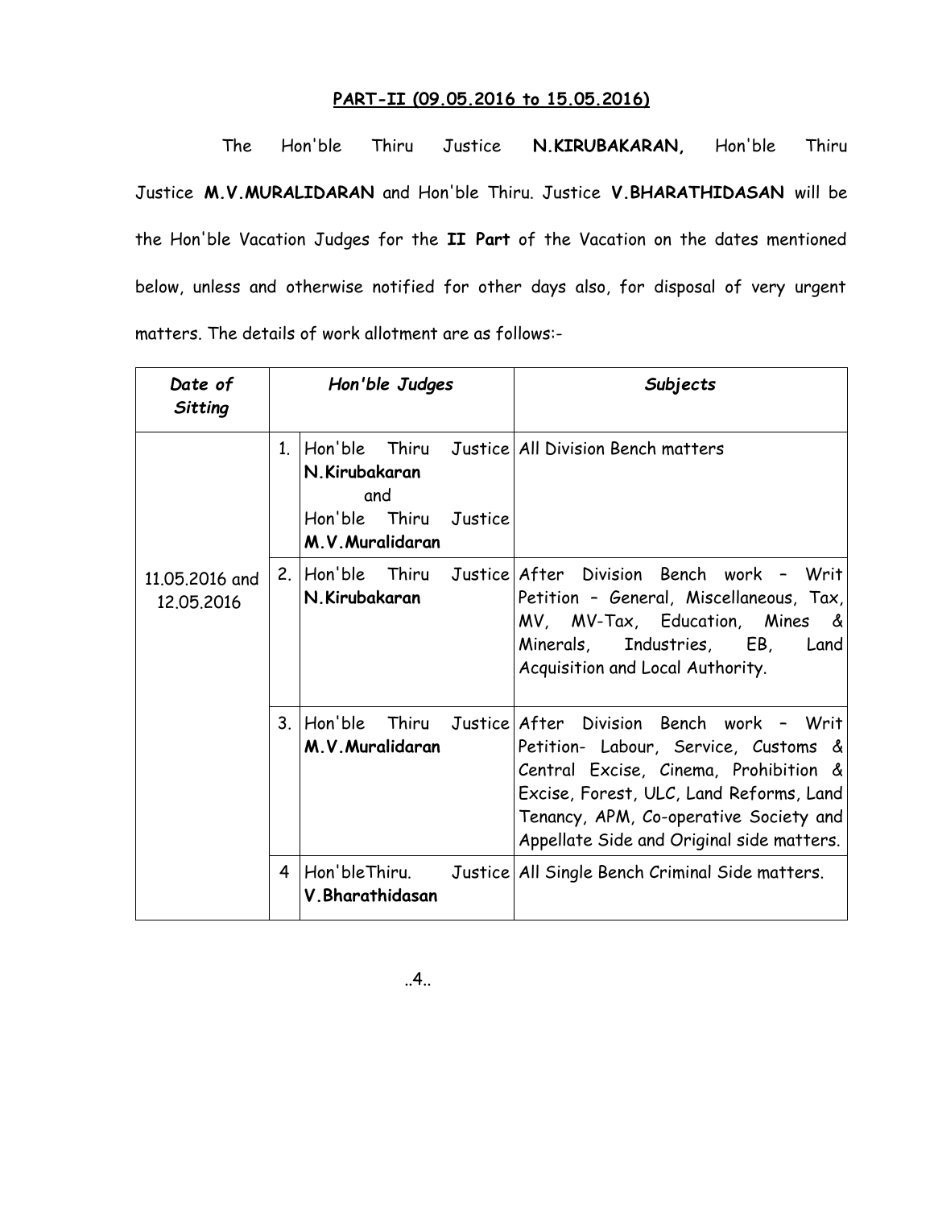**PART-II (09.05.2016 to 15.05.2016)**

The Hon'ble Thiru Justice **N.KIRUBAKARAN,** Hon'ble Thiru Justice **M.V.MURALIDARAN** and Hon'ble Thiru. Justice **V.BHARATHIDASAN** will be the Hon'ble Vacation Judges for the **II Part** of the Vacation on the dates mentioned below, unless and otherwise notified for other days also, for disposal of very urgent matters. The details of work allotment are as follows:-

| ***Date of Sitting*** | ***Hon'ble Judges*** | | ***Subjects*** |
|---|---|---|---|
| 11.05.2016 and 12.05.2016 | 1. | Hon'ble Thiru Justice **N.Kirubakaran** and Hon'ble Thiru Justice **M.V.Muralidaran** | All Division Bench matters |
| | 2. | Hon'ble Thiru Justice **N.Kirubakaran** | After Division Bench work – Writ Petition – General, Miscellaneous, Tax, MV, MV-Tax, Education, Mines & Minerals, Industries, EB, Land Acquisition and Local Authority. |
| | 3. | Hon'ble Thiru Justice **M.V.Muralidaran** | After Division Bench work – Writ Petition- Labour, Service, Customs & Central Excise, Cinema, Prohibition & Excise, Forest, ULC, Land Reforms, Land Tenancy, APM, Co-operative Society and Appellate Side and Original side matters. |
| | 4 | Hon'bleThiru. Justice **V.Bharathidasan** | All Single Bench Criminal Side matters. |

..4..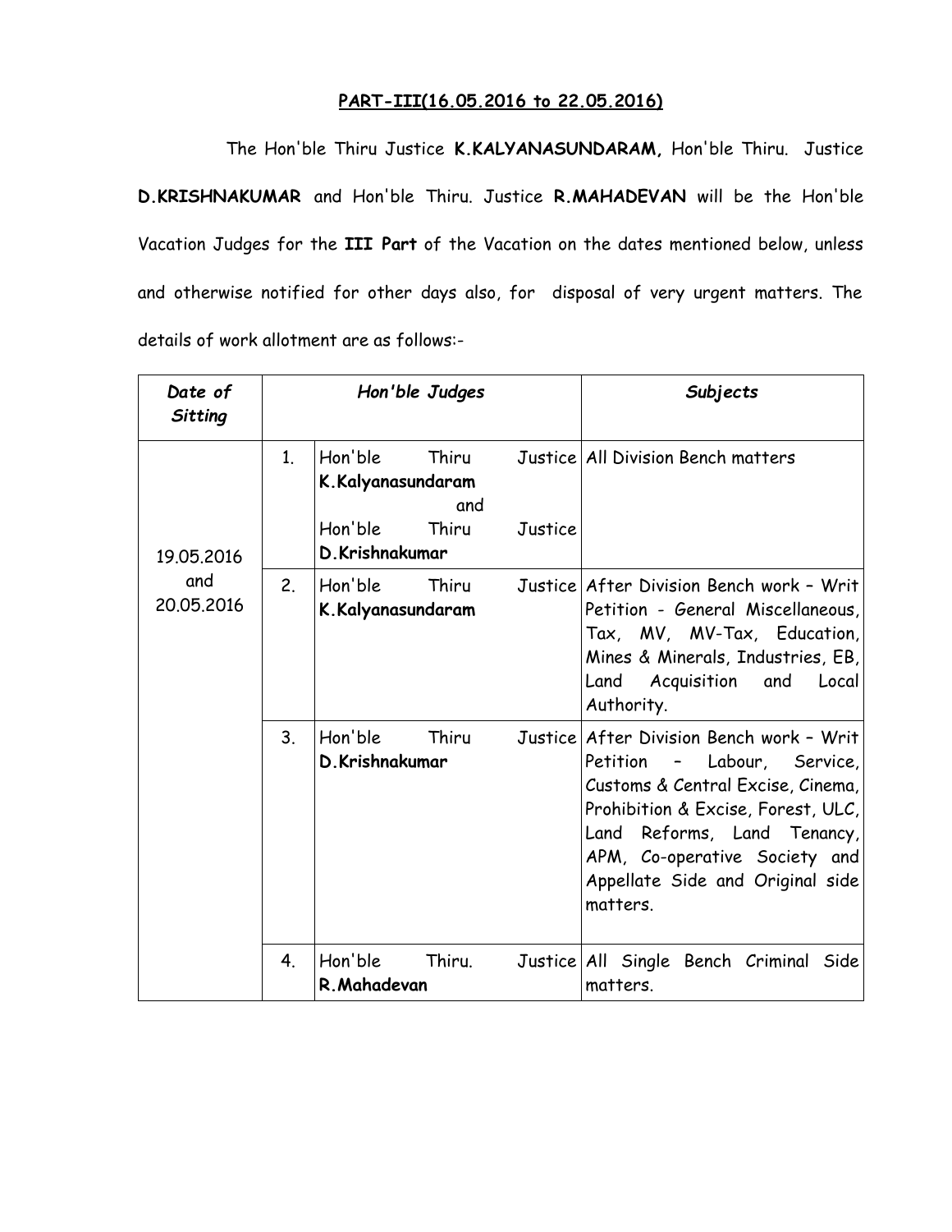**PART-III(16.05.2016 to 22.05.2016)**

The Hon'ble Thiru Justice **K.KALYANASUNDARAM,** Hon'ble Thiru. Justice **D.KRISHNAKUMAR** and Hon'ble Thiru. Justice **R.MAHADEVAN** will be the Hon'ble Vacation Judges for the **III Part** of the Vacation on the dates mentioned below, unless and otherwise notified for other days also, for disposal of very urgent matters. The details of work allotment are as follows:-

| *Date of Sitting* | | *Hon'ble Judges* | *Subjects* |
|---|---|---|---|
| 19.05.2016 and 20.05.2016 | 1. | Hon'ble Thiru Justice **K.Kalyanasundaram** and Hon'ble Thiru Justice **D.Krishnakumar** | All Division Bench matters |
| | 2. | Hon'ble Thiru Justice **K.Kalyanasundaram** | After Division Bench work – Writ Petition - General Miscellaneous, Tax, MV, MV-Tax, Education, Mines & Minerals, Industries, EB, Land Acquisition and Local Authority. |
| | 3. | Hon'ble Thiru Justice **D.Krishnakumar** | After Division Bench work – Writ Petition – Labour, Service, Customs & Central Excise, Cinema, Prohibition & Excise, Forest, ULC, Land Reforms, Land Tenancy, APM, Co-operative Society and Appellate Side and Original side matters. |
| | 4. | Hon'ble Thiru. Justice **R.Mahadevan** | All Single Bench Criminal Side matters. |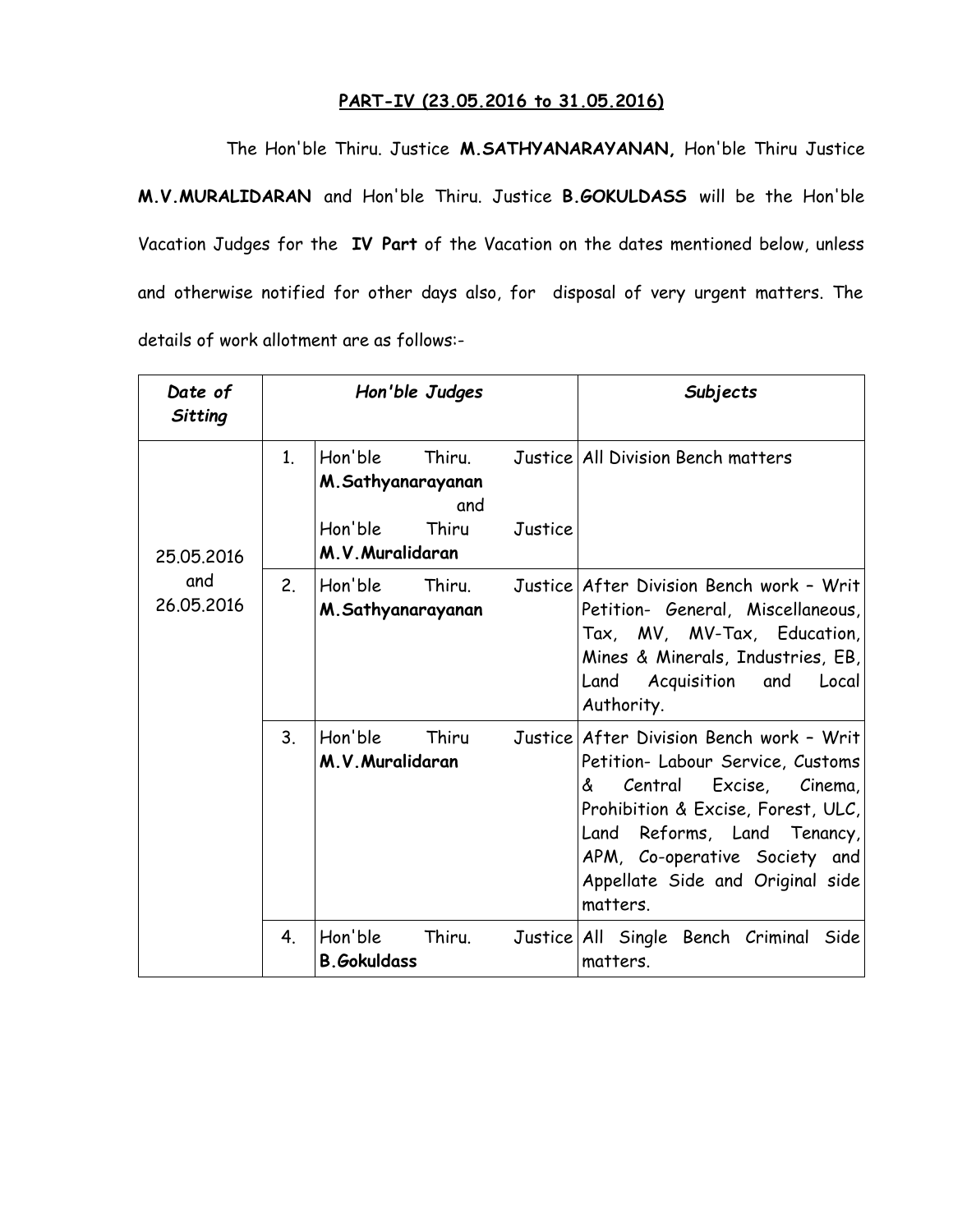**PART-IV (23.05.2016 to 31.05.2016)**

The Hon'ble Thiru. Justice **M.SATHYANARAYANAN,** Hon'ble Thiru Justice **M.V.MURALIDARAN** and Hon'ble Thiru. Justice **B.GOKULDASS** will be the Hon'ble Vacation Judges for the **IV Part** of the Vacation on the dates mentioned below, unless and otherwise notified for other days also, for disposal of very urgent matters. The details of work allotment are as follows:-

| *Date of Sitting* | | *Hon'ble Judges* | *Subjects* |
|---|---|---|---|
| 25.05.2016 and 26.05.2016 | 1. | Hon'ble Thiru. Justice **M.Sathyanarayanan** and Hon'ble Thiru Justice **M.V.Muralidaran** | All Division Bench matters |
| | 2. | Hon'ble Thiru. Justice **M.Sathyanarayanan** | After Division Bench work – Writ Petition- General, Miscellaneous, Tax, MV, MV-Tax, Education, Mines & Minerals, Industries, EB, Land Acquisition and Local Authority. |
| | 3. | Hon'ble Thiru Justice **M.V.Muralidaran** | After Division Bench work – Writ Petition- Labour Service, Customs & Central Excise, Cinema, Prohibition & Excise, Forest, ULC, Land Reforms, Land Tenancy, APM, Co-operative Society and Appellate Side and Original side matters. |
| | 4. | Hon'ble Thiru. Justice **B.Gokuldass** | All Single Bench Criminal Side matters. |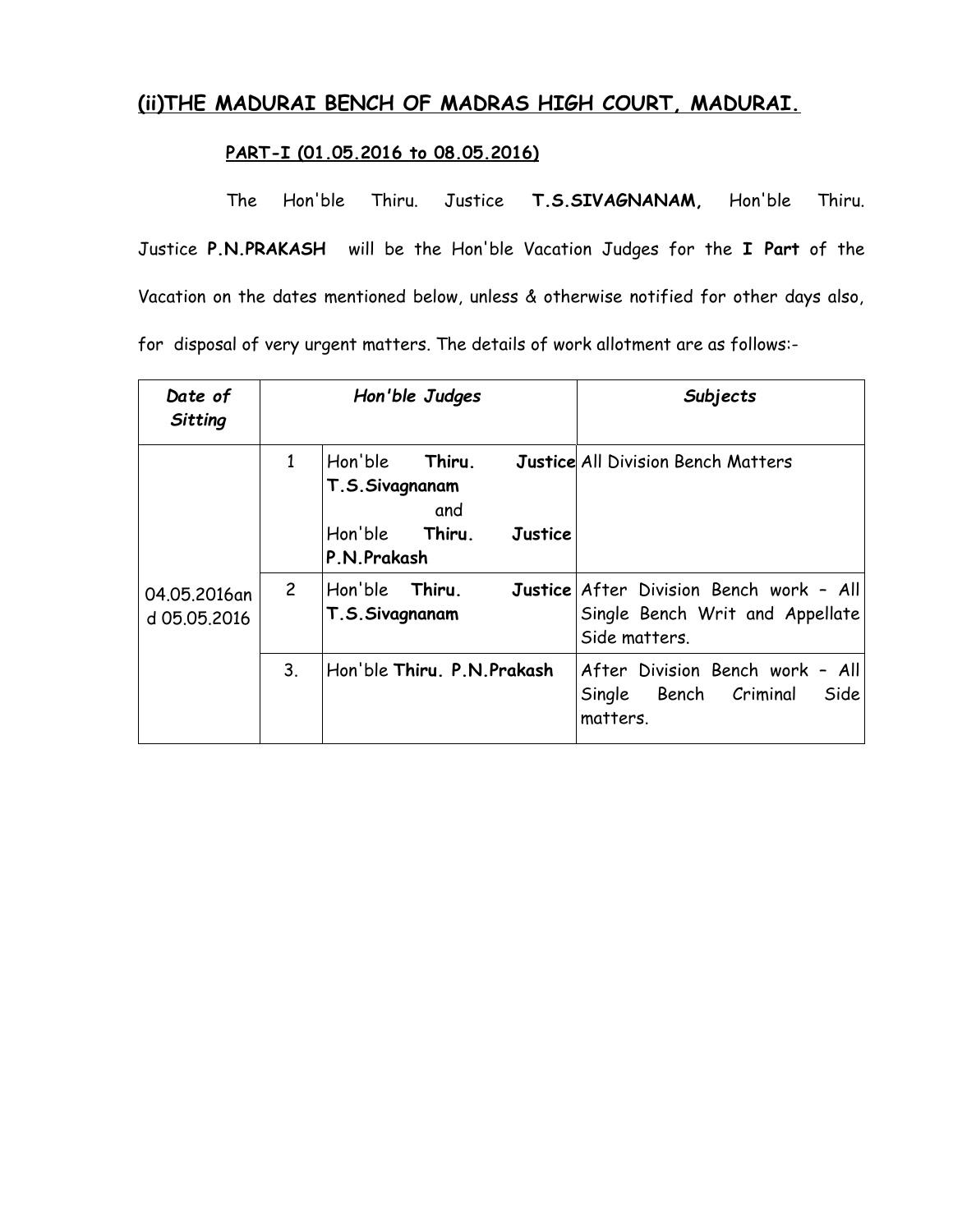## (ii)THE MADURAI BENCH OF MADRAS HIGH COURT, MADURAI.

**PART-I (01.05.2016 to 08.05.2016)**

The Hon'ble Thiru. Justice **T.S.SIVAGNANAM,** Hon'ble Thiru. Justice **P.N.PRAKASH** will be the Hon'ble Vacation Judges for the **I Part** of the Vacation on the dates mentioned below, unless & otherwise notified for other days also, for disposal of very urgent matters. The details of work allotment are as follows:-

| *Date of Sitting* | *Hon'ble Judges* | | *Subjects* |
|---|---|---|---|
| 04.05.2016and 05.05.2016 | 1 | Hon'ble **Thiru. Justice T.S.Sivagnanam** and Hon'ble **Thiru. Justice P.N.Prakash** | All Division Bench Matters |
| | 2 | Hon'ble **Thiru. Justice T.S.Sivagnanam** | After Division Bench work – All Single Bench Writ and Appellate Side matters. |
| | 3. | Hon'ble **Thiru. P.N.Prakash** | After Division Bench work – All Single Bench Criminal Side matters. |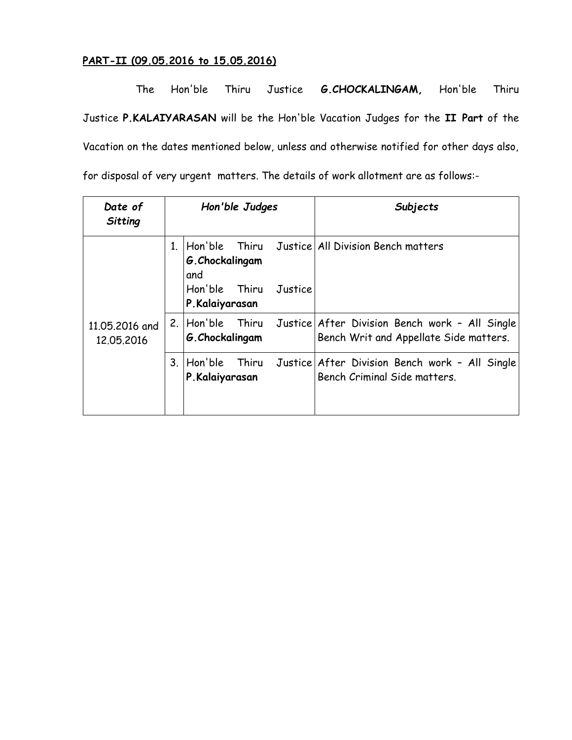**PART-II (09.05.2016 to 15.05.2016)**

The Hon'ble Thiru Justice **G.CHOCKALINGAM,** Hon'ble Thiru Justice **P.KALAIYARASAN** will be the Hon'ble Vacation Judges for the **II Part** of the Vacation on the dates mentioned below, unless and otherwise notified for other days also, for disposal of very urgent matters. The details of work allotment are as follows:-

| *Date of Sitting* | | *Hon'ble Judges* | *Subjects* |
|---|---|---|---|
| 11.05.2016 and 12.05.2016 | 1. | Hon'ble Thiru Justice **G.Chockalingam** and Hon'ble Thiru Justice **P.Kalaiyarasan** | All Division Bench matters |
| | 2. | Hon'ble Thiru Justice **G.Chockalingam** | After Division Bench work – All Single Bench Writ and Appellate Side matters. |
| | 3. | Hon'ble Thiru Justice **P.Kalaiyarasan** | After Division Bench work – All Single Bench Criminal Side matters. |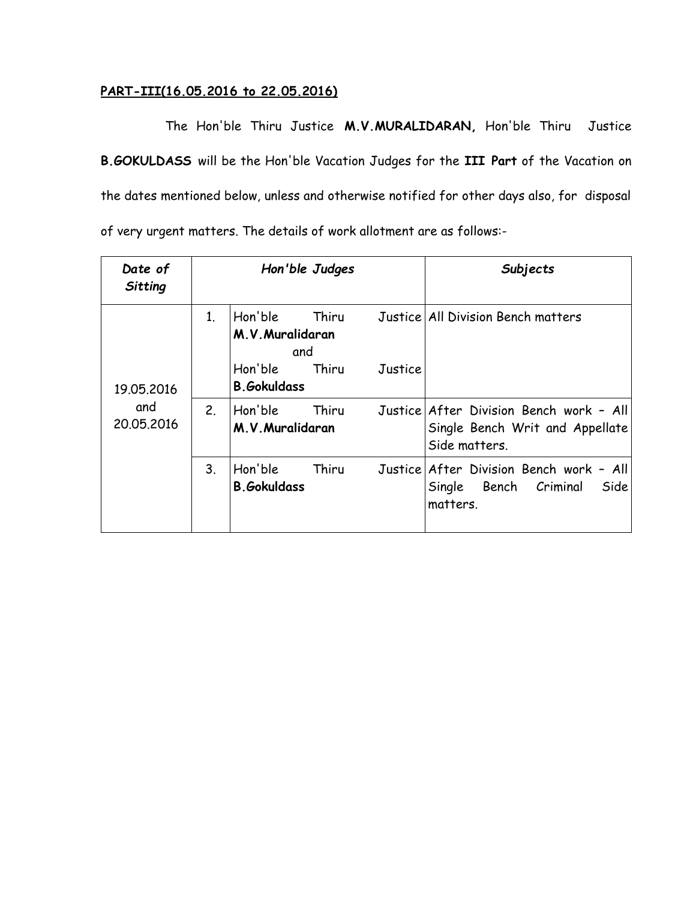**PART-III(16.05.2016 to 22.05.2016)**

The Hon'ble Thiru Justice **M.V.MURALIDARAN,** Hon'ble Thiru Justice **B.GOKULDASS** will be the Hon'ble Vacation Judges for the **III Part** of the Vacation on the dates mentioned below, unless and otherwise notified for other days also, for disposal of very urgent matters. The details of work allotment are as follows:-

| *Date of Sitting* | | *Hon'ble Judges* | *Subjects* |
|---|---|---|---|
| 19.05.2016 and 20.05.2016 | 1. | Hon'ble Thiru Justice **M.V.Muralidaran** and Hon'ble Thiru Justice **B.Gokuldass** | All Division Bench matters |
| | 2. | Hon'ble Thiru Justice **M.V.Muralidaran** | After Division Bench work – All Single Bench Writ and Appellate Side matters. |
| | 3. | Hon'ble Thiru Justice **B.Gokuldass** | After Division Bench work – All Single Bench Criminal Side matters. |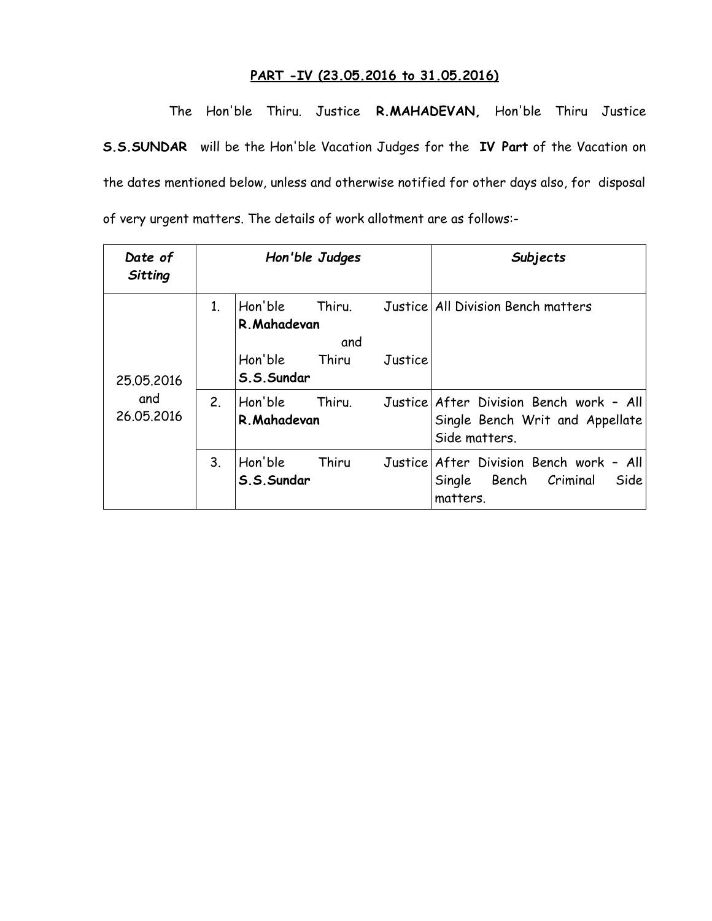**PART -IV (23.05.2016 to 31.05.2016)**

The Hon'ble Thiru. Justice **R.MAHADEVAN,** Hon'ble Thiru Justice **S.S.SUNDAR** will be the Hon'ble Vacation Judges for the **IV Part** of the Vacation on the dates mentioned below, unless and otherwise notified for other days also, for disposal of very urgent matters. The details of work allotment are as follows:-

| *Date of Sitting* | | *Hon'ble Judges* | *Subjects* |
|---|---|---|---|
| 25.05.2016 and 26.05.2016 | 1. | Hon'ble Thiru. Justice **R.Mahadevan** and Hon'ble Thiru Justice **S.S.Sundar** | All Division Bench matters |
| | 2. | Hon'ble Thiru. Justice **R.Mahadevan** | After Division Bench work – All Single Bench Writ and Appellate Side matters. |
| | 3. | Hon'ble Thiru Justice **S.S.Sundar** | After Division Bench work – All Single Bench Criminal Side matters. |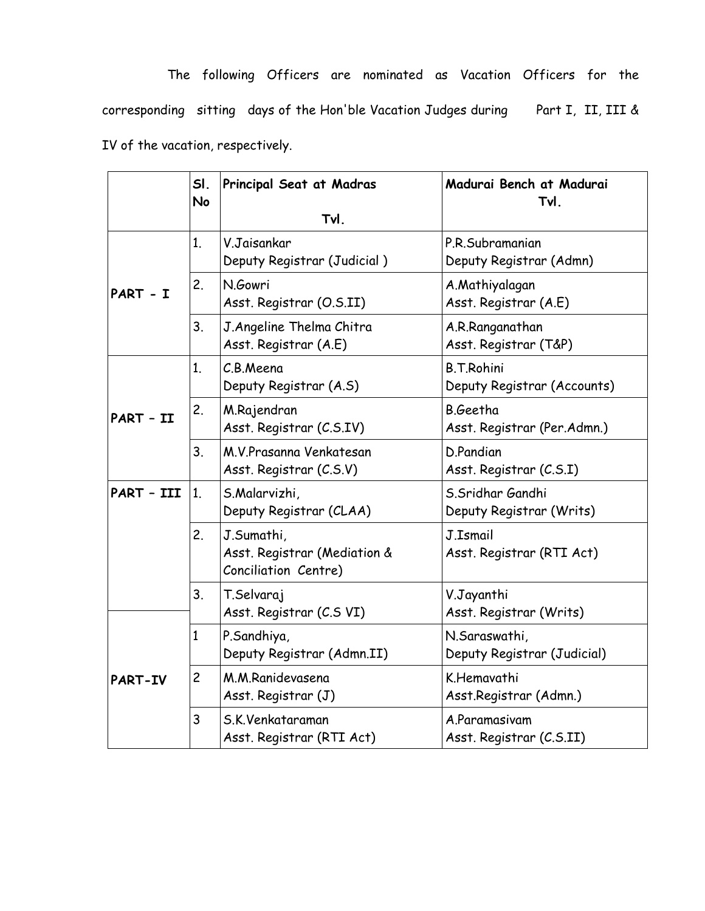The following Officers are nominated as Vacation Officers for the corresponding sitting days of the Hon'ble Vacation Judges during Part I, II, III & IV of the vacation, respectively.

| | Sl. No | Principal Seat at Madras Tvl. | Madurai Bench at Madurai Tvl. |
|---|---|---|---|
| PART - I | 1. | V.Jaisankar<br>Deputy Registrar (Judicial ) | P.R.Subramanian<br>Deputy Registrar (Admn) |
| | 2. | N.Gowri<br>Asst. Registrar (O.S.II) | A.Mathiyalagan<br>Asst. Registrar (A.E) |
| | 3. | J.Angeline Thelma Chitra<br>Asst. Registrar (A.E) | A.R.Ranganathan<br>Asst. Registrar (T&P) |
| PART – II | 1. | C.B.Meena<br>Deputy Registrar (A.S) | B.T.Rohini<br>Deputy Registrar (Accounts) |
| | 2. | M.Rajendran<br>Asst. Registrar (C.S.IV) | B.Geetha<br>Asst. Registrar (Per.Admn.) |
| | 3. | M.V.Prasanna Venkatesan<br>Asst. Registrar (C.S.V) | D.Pandian<br>Asst. Registrar (C.S.I) |
| PART – III | 1. | S.Malarvizhi,<br>Deputy Registrar (CLAA) | S.Sridhar Gandhi<br>Deputy Registrar (Writs) |
| | 2. | J.Sumathi,<br>Asst. Registrar (Mediation & Conciliation Centre) | J.Ismail<br>Asst. Registrar (RTI Act) |
| | 3. | T.Selvaraj<br>Asst. Registrar (C.S VI) | V.Jayanthi<br>Asst. Registrar (Writs) |
| PART-IV | 1 | P.Sandhiya,<br>Deputy Registrar (Admn.II) | N.Saraswathi,<br>Deputy Registrar (Judicial) |
| | 2 | M.M.Ranidevasena<br>Asst. Registrar (J) | K.Hemavathi<br>Asst.Registrar (Admn.) |
| | 3 | S.K.Venkataraman<br>Asst. Registrar (RTI Act) | A.Paramasivam<br>Asst. Registrar (C.S.II) |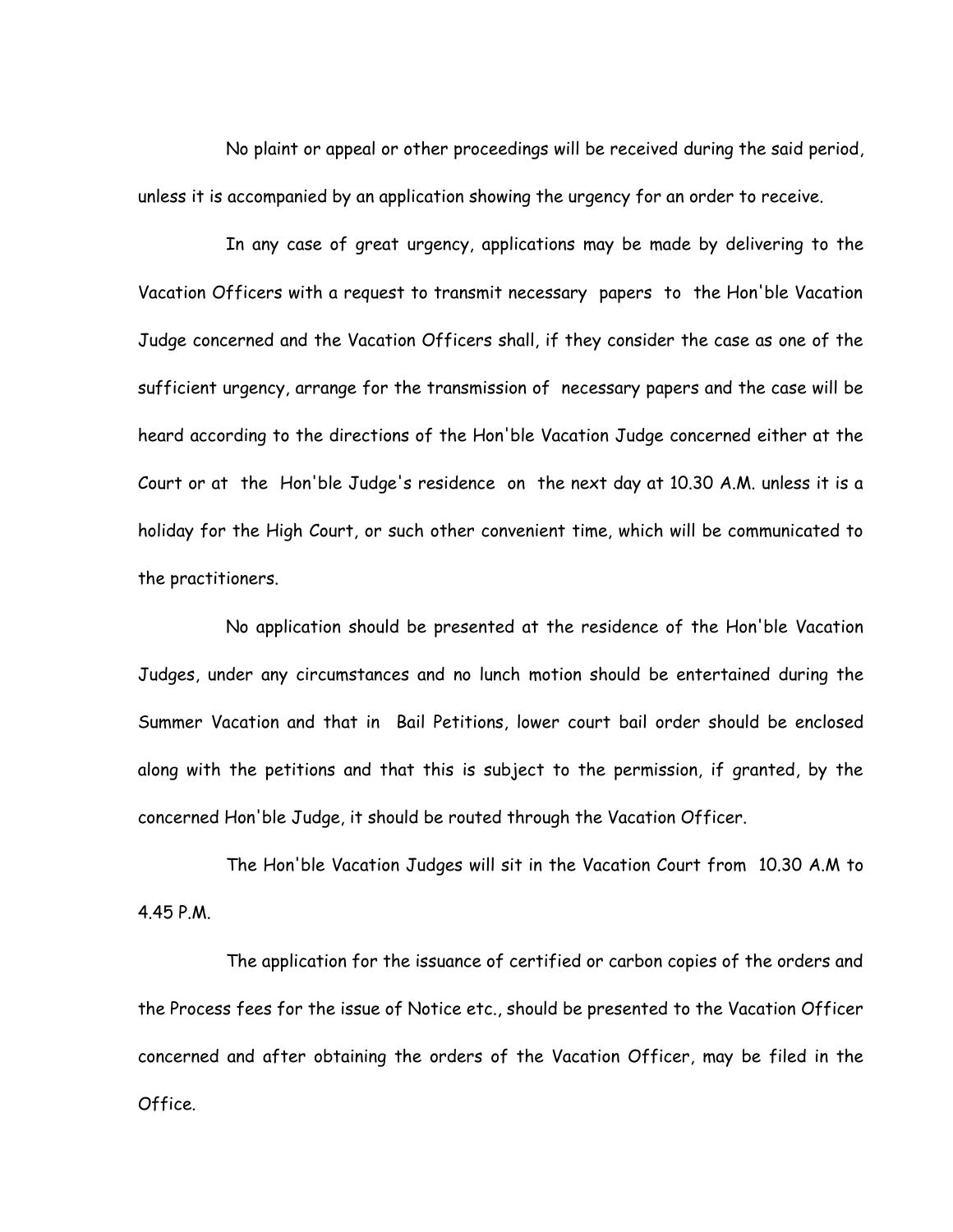No plaint or appeal or other proceedings will be received during the said period, unless it is accompanied by an application showing the urgency for an order to receive.

In any case of great urgency, applications may be made by delivering to the Vacation Officers with a request to transmit necessary papers to the Hon'ble Vacation Judge concerned and the Vacation Officers shall, if they consider the case as one of the sufficient urgency, arrange for the transmission of necessary papers and the case will be heard according to the directions of the Hon'ble Vacation Judge concerned either at the Court or at the Hon'ble Judge's residence on the next day at 10.30 A.M. unless it is a holiday for the High Court, or such other convenient time, which will be communicated to the practitioners.

No application should be presented at the residence of the Hon'ble Vacation Judges, under any circumstances and no lunch motion should be entertained during the Summer Vacation and that in Bail Petitions, lower court bail order should be enclosed along with the petitions and that this is subject to the permission, if granted, by the concerned Hon'ble Judge, it should be routed through the Vacation Officer.

The Hon'ble Vacation Judges will sit in the Vacation Court from 10.30 A.M to 4.45 P.M.

The application for the issuance of certified or carbon copies of the orders and the Process fees for the issue of Notice etc., should be presented to the Vacation Officer concerned and after obtaining the orders of the Vacation Officer, may be filed in the Office.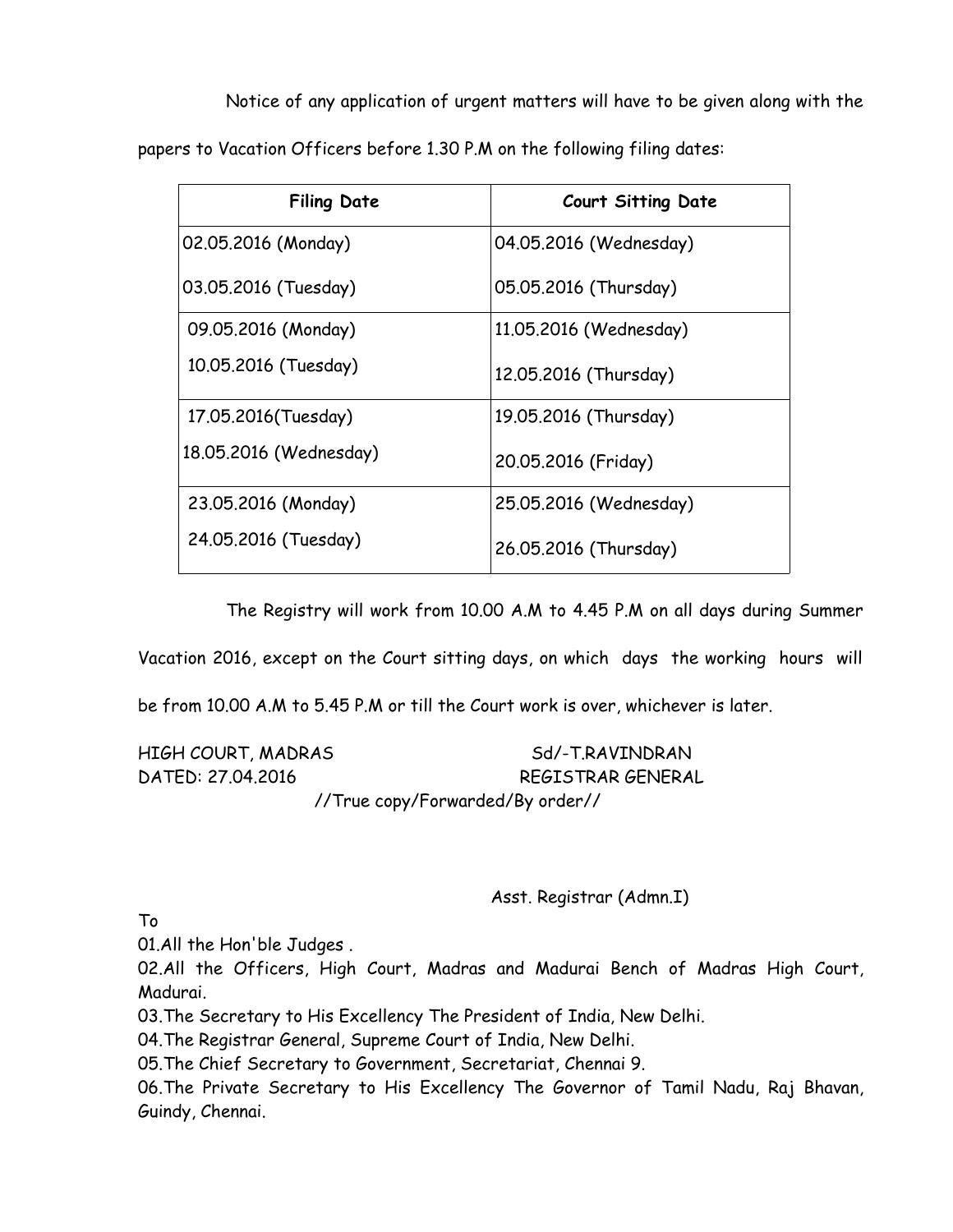Notice of any application of urgent matters will have to be given along with the papers to Vacation Officers before 1.30 P.M on the following filing dates:

| Filing Date | Court Sitting Date |
|---|---|
| 02.05.2016 (Monday) | 04.05.2016 (Wednesday) |
| 03.05.2016 (Tuesday) | 05.05.2016 (Thursday) |
| 09.05.2016 (Monday) | 11.05.2016 (Wednesday) |
| 10.05.2016 (Tuesday) | 12.05.2016 (Thursday) |
| 17.05.2016(Tuesday) | 19.05.2016 (Thursday) |
| 18.05.2016 (Wednesday) | 20.05.2016 (Friday) |
| 23.05.2016 (Monday) | 25.05.2016 (Wednesday) |
| 24.05.2016 (Tuesday) | 26.05.2016 (Thursday) |

The Registry will work from 10.00 A.M to 4.45 P.M on all days during Summer Vacation 2016, except on the Court sitting days, on which days the working hours will be from 10.00 A.M to 5.45 P.M or till the Court work is over, whichever is later.

HIGH COURT, MADRAS Sd/-T.RAVINDRAN
DATED: 27.04.2016 REGISTRAR GENERAL

//True copy/Forwarded/By order//

Asst. Registrar (Admn.I)

To

01.All the Hon'ble Judges .

02.All the Officers, High Court, Madras and Madurai Bench of Madras High Court, Madurai.

03.The Secretary to His Excellency The President of India, New Delhi.

04.The Registrar General, Supreme Court of India, New Delhi.

05.The Chief Secretary to Government, Secretariat, Chennai 9.

06.The Private Secretary to His Excellency The Governor of Tamil Nadu, Raj Bhavan, Guindy, Chennai.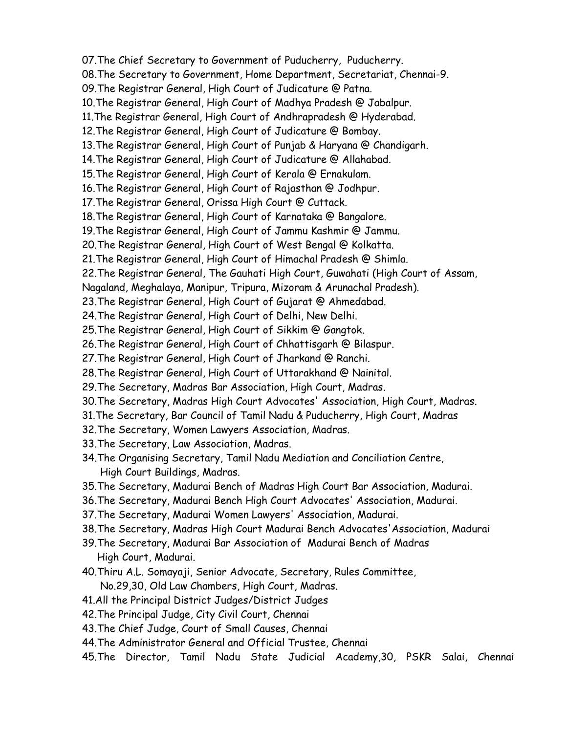07.The Chief Secretary to Government of Puducherry, Puducherry.
08.The Secretary to Government, Home Department, Secretariat, Chennai-9.
09.The Registrar General, High Court of Judicature @ Patna.
10.The Registrar General, High Court of Madhya Pradesh @ Jabalpur.
11.The Registrar General, High Court of Andhrapradesh @ Hyderabad.
12.The Registrar General, High Court of Judicature @ Bombay.
13.The Registrar General, High Court of Punjab & Haryana @ Chandigarh.
14.The Registrar General, High Court of Judicature @ Allahabad.
15.The Registrar General, High Court of Kerala @ Ernakulam.
16.The Registrar General, High Court of Rajasthan @ Jodhpur.
17.The Registrar General, Orissa High Court @ Cuttack.
18.The Registrar General, High Court of Karnataka @ Bangalore.
19.The Registrar General, High Court of Jammu Kashmir @ Jammu.
20.The Registrar General, High Court of West Bengal @ Kolkatta.
21.The Registrar General, High Court of Himachal Pradesh @ Shimla.
22.The Registrar General, The Gauhati High Court, Guwahati (High Court of Assam, Nagaland, Meghalaya, Manipur, Tripura, Mizoram & Arunachal Pradesh).
23.The Registrar General, High Court of Gujarat @ Ahmedabad.
24.The Registrar General, High Court of Delhi, New Delhi.
25.The Registrar General, High Court of Sikkim @ Gangtok.
26.The Registrar General, High Court of Chhattisgarh @ Bilaspur.
27.The Registrar General, High Court of Jharkand @ Ranchi.
28.The Registrar General, High Court of Uttarakhand @ Nainital.
29.The Secretary, Madras Bar Association, High Court, Madras.
30.The Secretary, Madras High Court Advocates' Association, High Court, Madras.
31.The Secretary, Bar Council of Tamil Nadu & Puducherry, High Court, Madras
32.The Secretary, Women Lawyers Association, Madras.
33.The Secretary, Law Association, Madras.
34.The Organising Secretary, Tamil Nadu Mediation and Conciliation Centre, High Court Buildings, Madras.
35.The Secretary, Madurai Bench of Madras High Court Bar Association, Madurai.
36.The Secretary, Madurai Bench High Court Advocates' Association, Madurai.
37.The Secretary, Madurai Women Lawyers' Association, Madurai.
38.The Secretary, Madras High Court Madurai Bench Advocates'Association, Madurai
39.The Secretary, Madurai Bar Association of Madurai Bench of Madras High Court, Madurai.
40.Thiru A.L. Somayaji, Senior Advocate, Secretary, Rules Committee, No.29,30, Old Law Chambers, High Court, Madras.
41.All the Principal District Judges/District Judges
42.The Principal Judge, City Civil Court, Chennai
43.The Chief Judge, Court of Small Causes, Chennai
44.The Administrator General and Official Trustee, Chennai
45.The Director, Tamil Nadu State Judicial Academy,30, PSKR Salai, Chennai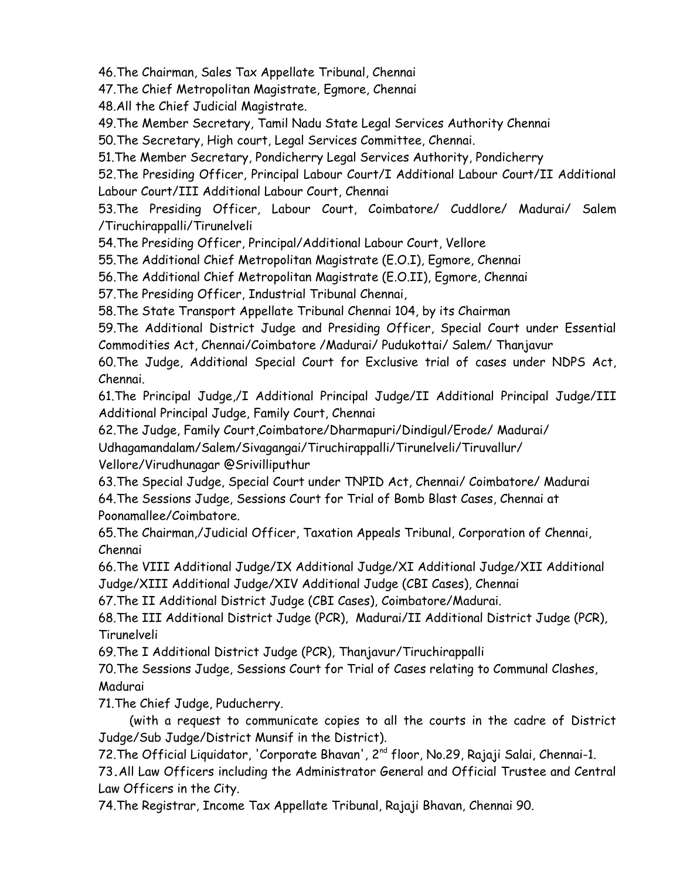46.The Chairman, Sales Tax Appellate Tribunal, Chennai

47.The Chief Metropolitan Magistrate, Egmore, Chennai

48.All the Chief Judicial Magistrate.

49.The Member Secretary, Tamil Nadu State Legal Services Authority Chennai

50.The Secretary, High court, Legal Services Committee, Chennai.

51.The Member Secretary, Pondicherry Legal Services Authority, Pondicherry

52.The Presiding Officer, Principal Labour Court/I Additional Labour Court/II Additional Labour Court/III Additional Labour Court, Chennai

53.The Presiding Officer, Labour Court, Coimbatore/ Cuddlore/ Madurai/ Salem /Tiruchirappalli/Tirunelveli

54.The Presiding Officer, Principal/Additional Labour Court, Vellore

55.The Additional Chief Metropolitan Magistrate (E.O.I), Egmore, Chennai

56.The Additional Chief Metropolitan Magistrate (E.O.II), Egmore, Chennai

57.The Presiding Officer, Industrial Tribunal Chennai,

58.The State Transport Appellate Tribunal Chennai 104, by its Chairman

59.The Additional District Judge and Presiding Officer, Special Court under Essential Commodities Act, Chennai/Coimbatore /Madurai/ Pudukottai/ Salem/ Thanjavur

60.The Judge, Additional Special Court for Exclusive trial of cases under NDPS Act, Chennai.

61.The Principal Judge,/I Additional Principal Judge/II Additional Principal Judge/III Additional Principal Judge, Family Court, Chennai

62.The Judge, Family Court,Coimbatore/Dharmapuri/Dindigul/Erode/ Madurai/ Udhagamandalam/Salem/Sivagangai/Tiruchirappalli/Tirunelveli/Tiruvallur/ Vellore/Virudhunagar @Srivilliputhur

63.The Special Judge, Special Court under TNPID Act, Chennai/ Coimbatore/ Madurai

64.The Sessions Judge, Sessions Court for Trial of Bomb Blast Cases, Chennai at Poonamallee/Coimbatore.

65.The Chairman,/Judicial Officer, Taxation Appeals Tribunal, Corporation of Chennai, Chennai

66.The VIII Additional Judge/IX Additional Judge/XI Additional Judge/XII Additional Judge/XIII Additional Judge/XIV Additional Judge (CBI Cases), Chennai

67.The II Additional District Judge (CBI Cases), Coimbatore/Madurai.

68.The III Additional District Judge (PCR), Madurai/II Additional District Judge (PCR), Tirunelveli

69.The I Additional District Judge (PCR), Thanjavur/Tiruchirappalli

70.The Sessions Judge, Sessions Court for Trial of Cases relating to Communal Clashes, Madurai

71.The Chief Judge, Puducherry.

(with a request to communicate copies to all the courts in the cadre of District Judge/Sub Judge/District Munsif in the District).

72.The Official Liquidator, 'Corporate Bhavan', 2nd floor, No.29, Rajaji Salai, Chennai-1.

73.All Law Officers including the Administrator General and Official Trustee and Central Law Officers in the City.

74.The Registrar, Income Tax Appellate Tribunal, Rajaji Bhavan, Chennai 90.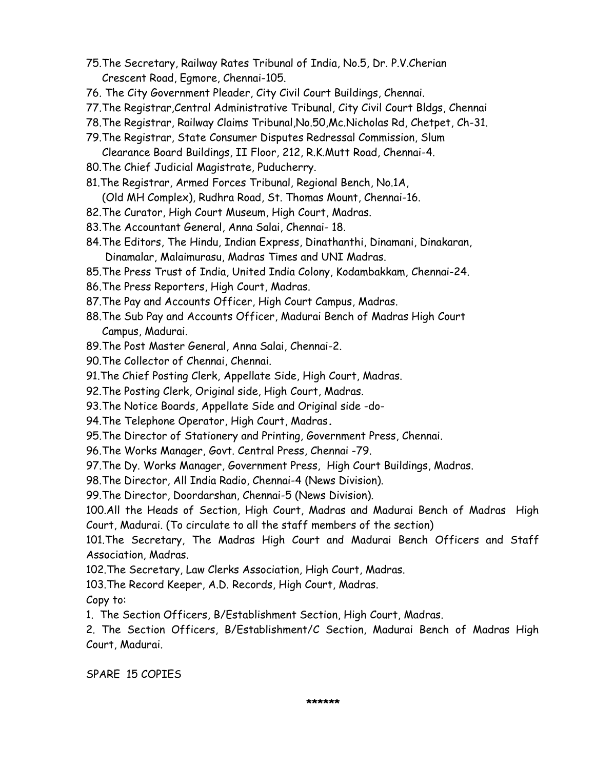75. The Secretary, Railway Rates Tribunal of India, No.5, Dr. P.V.Cherian Crescent Road, Egmore, Chennai-105.
76. The City Government Pleader, City Civil Court Buildings, Chennai.
77. The Registrar, Central Administrative Tribunal, City Civil Court Bldgs, Chennai
78. The Registrar, Railway Claims Tribunal, No.50, Mc.Nicholas Rd, Chetpet, Ch-31.
79. The Registrar, State Consumer Disputes Redressal Commission, Slum Clearance Board Buildings, II Floor, 212, R.K.Mutt Road, Chennai-4.
80. The Chief Judicial Magistrate, Puducherry.
81. The Registrar, Armed Forces Tribunal, Regional Bench, No.1A, (Old MH Complex), Rudhra Road, St. Thomas Mount, Chennai-16.
82. The Curator, High Court Museum, High Court, Madras.
83. The Accountant General, Anna Salai, Chennai- 18.
84. The Editors, The Hindu, Indian Express, Dinathanthi, Dinamani, Dinakaran, Dinamalar, Malaimurasu, Madras Times and UNI Madras.
85. The Press Trust of India, United India Colony, Kodambakkam, Chennai-24.
86. The Press Reporters, High Court, Madras.
87. The Pay and Accounts Officer, High Court Campus, Madras.
88. The Sub Pay and Accounts Officer, Madurai Bench of Madras High Court Campus, Madurai.
89. The Post Master General, Anna Salai, Chennai-2.
90. The Collector of Chennai, Chennai.
91. The Chief Posting Clerk, Appellate Side, High Court, Madras.
92. The Posting Clerk, Original side, High Court, Madras.
93. The Notice Boards, Appellate Side and Original side -do-
94. The Telephone Operator, High Court, Madras.
95. The Director of Stationery and Printing, Government Press, Chennai.
96. The Works Manager, Govt. Central Press, Chennai -79.
97. The Dy. Works Manager, Government Press, High Court Buildings, Madras.
98. The Director, All India Radio, Chennai-4 (News Division).
99. The Director, Doordarshan, Chennai-5 (News Division).
100. All the Heads of Section, High Court, Madras and Madurai Bench of Madras High Court, Madurai. (To circulate to all the staff members of the section)
101. The Secretary, The Madras High Court and Madurai Bench Officers and Staff Association, Madras.
102. The Secretary, Law Clerks Association, High Court, Madras.
103. The Record Keeper, A.D. Records, High Court, Madras.

Copy to:

1. The Section Officers, B/Establishment Section, High Court, Madras.
2. The Section Officers, B/Establishment/C Section, Madurai Bench of Madras High Court, Madurai.

SPARE 15 COPIES

******